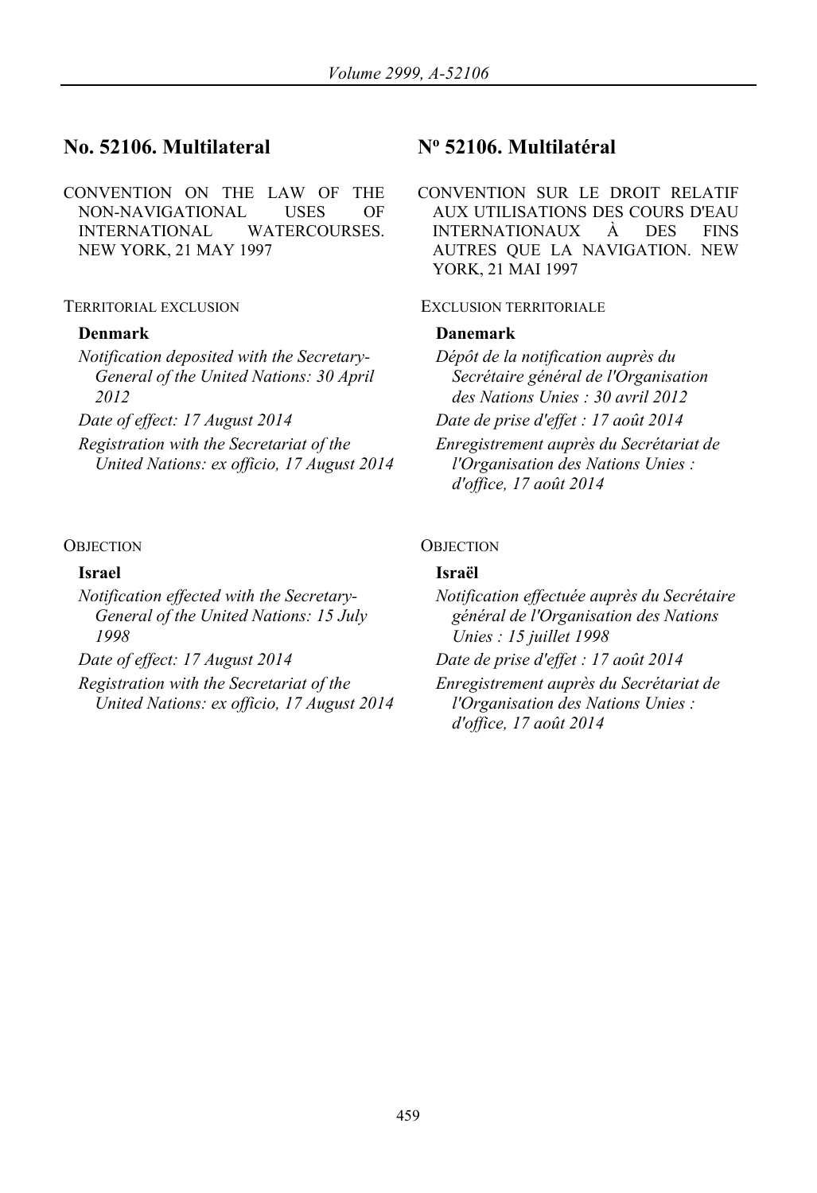## No. 52106. Multilateral

CONVENTION ON THE LAW OF THE NON-NAVIGATIONAL USES OF INTERNATIONAL WATERCOURSES. NEW YORK, 21 MAY 1997

TERRITORIAL EXCLUSION

**Denmark**

*Notification deposited with the Secretary-General of the United Nations: 30 April 2012*

*Date of effect: 17 August 2014*

*Registration with the Secretariat of the United Nations: ex officio, 17 August 2014*

OBJECTION

**Israel**

*Notification effected with the Secretary-General of the United Nations: 15 July 1998*

*Date of effect: 17 August 2014*

*Registration with the Secretariat of the United Nations: ex officio, 17 August 2014*

## Nº 52106. Multilatéral

CONVENTION SUR LE DROIT RELATIF AUX UTILISATIONS DES COURS D'EAU INTERNATIONAUX À DES FINS AUTRES QUE LA NAVIGATION. NEW YORK, 21 MAI 1997

EXCLUSION TERRITORIALE

**Danemark**

*Dépôt de la notification auprès du Secrétaire général de l'Organisation des Nations Unies : 30 avril 2012*

*Date de prise d'effet : 17 août 2014*

*Enregistrement auprès du Secrétariat de l'Organisation des Nations Unies : d'office, 17 août 2014*

OBJECTION

**Israël**

*Notification effectuée auprès du Secrétaire général de l'Organisation des Nations Unies : 15 juillet 1998*

*Date de prise d'effet : 17 août 2014*

*Enregistrement auprès du Secrétariat de l'Organisation des Nations Unies : d'office, 17 août 2014*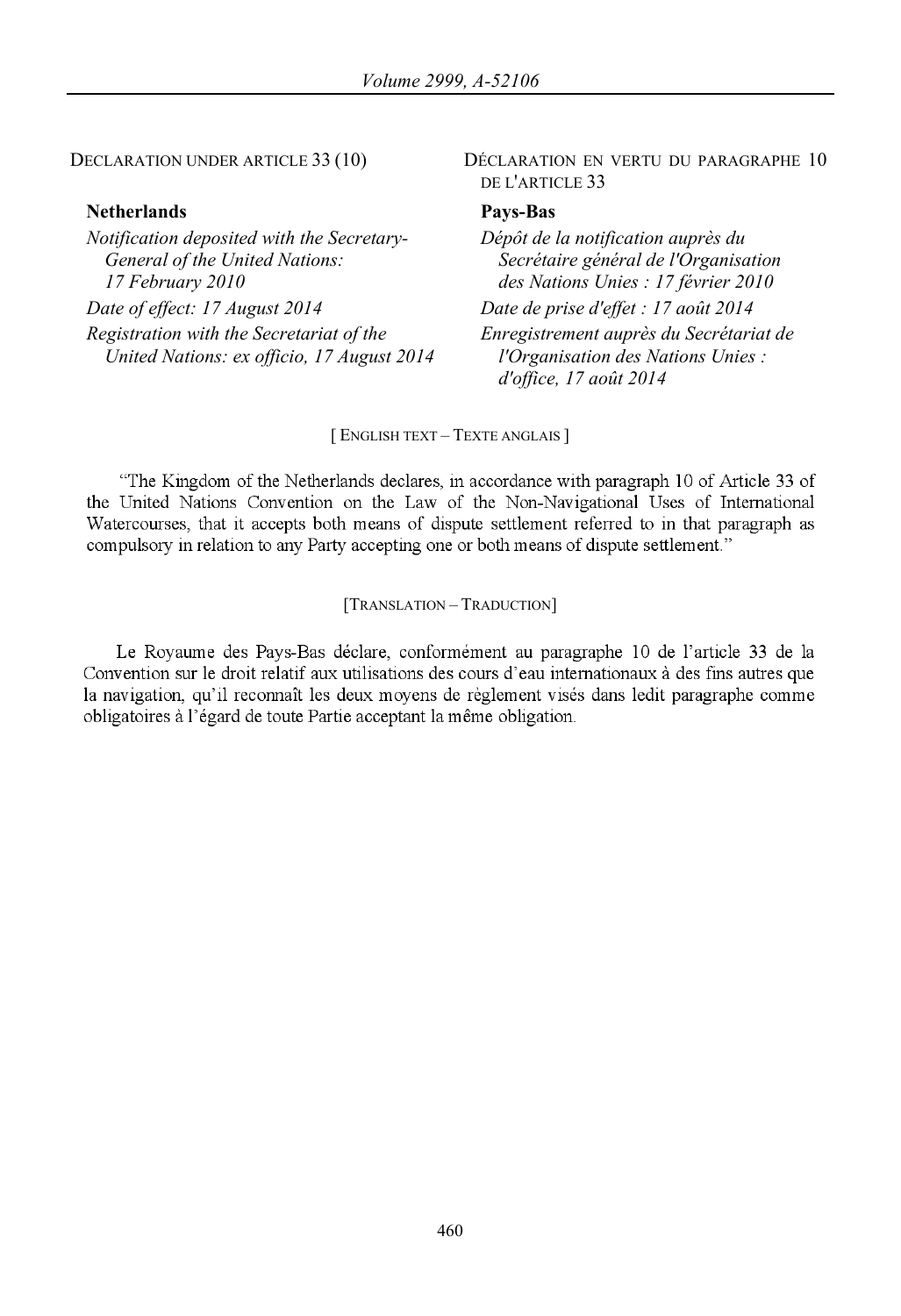DECLARATION UNDER ARTICLE 33 (10)

**Netherlands**

*Notification deposited with the Secretary-General of the United Nations: 17 February 2010*

*Date of effect: 17 August 2014*

*Registration with the Secretariat of the United Nations: ex officio, 17 August 2014*

DÉCLARATION EN VERTU DU PARAGRAPHE 10 DE L'ARTICLE 33

**Pays-Bas**

*Dépôt de la notification auprès du Secrétaire général de l'Organisation des Nations Unies : 17 février 2010*

*Date de prise d'effet : 17 août 2014*

*Enregistrement auprès du Secrétariat de l'Organisation des Nations Unies : d'office, 17 août 2014*

[ ENGLISH TEXT – TEXTE ANGLAIS ]

"The Kingdom of the Netherlands declares, in accordance with paragraph 10 of Article 33 of the United Nations Convention on the Law of the Non-Navigational Uses of International Watercourses, that it accepts both means of dispute settlement referred to in that paragraph as compulsory in relation to any Party accepting one or both means of dispute settlement."

[TRANSLATION – TRADUCTION]

Le Royaume des Pays-Bas déclare, conformément au paragraphe 10 de l'article 33 de la Convention sur le droit relatif aux utilisations des cours d'eau internationaux à des fins autres que la navigation, qu'il reconnaît les deux moyens de règlement visés dans ledit paragraphe comme obligatoires à l'égard de toute Partie acceptant la même obligation.